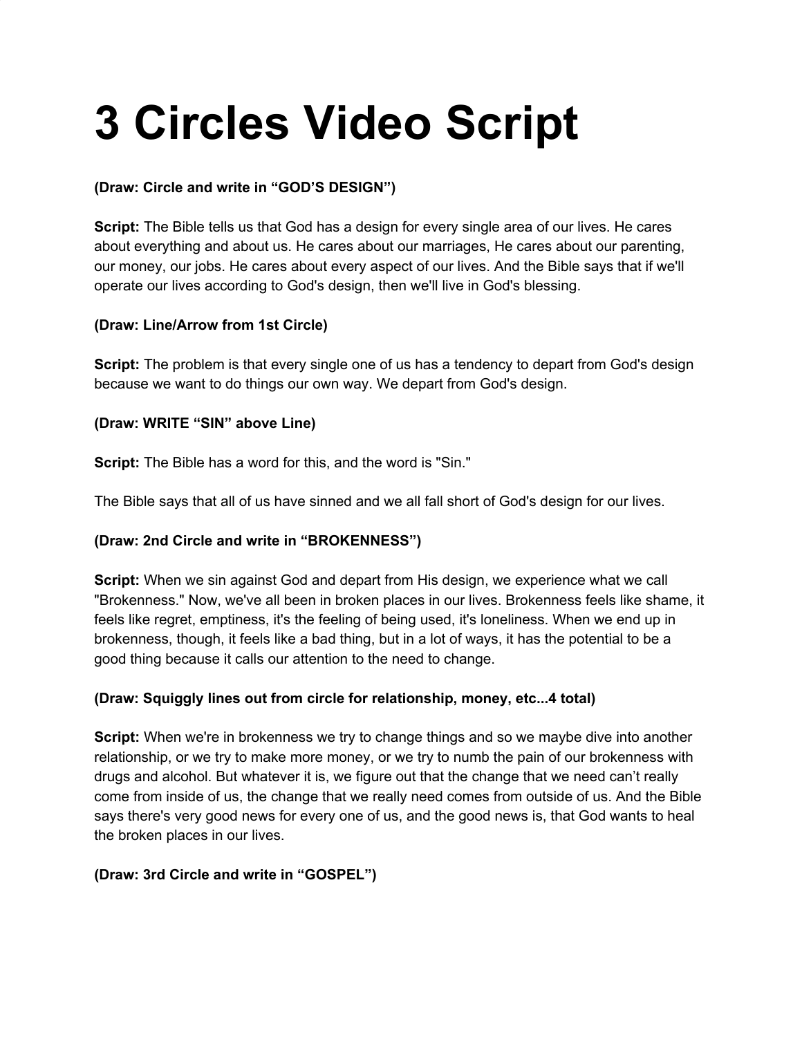# 3 Circles Video Script

**(Draw: Circle and write in "GOD'S DESIGN")**

**Script:** The Bible tells us that God has a design for every single area of our lives. He cares about everything and about us. He cares about our marriages, He cares about our parenting, our money, our jobs. He cares about every aspect of our lives. And the Bible says that if we'll operate our lives according to God's design, then we'll live in God's blessing.

**(Draw: Line/Arrow from 1st Circle)**

**Script:** The problem is that every single one of us has a tendency to depart from God's design because we want to do things our own way. We depart from God's design.

**(Draw: WRITE "SIN" above Line)**

**Script:** The Bible has a word for this, and the word is "Sin."

The Bible says that all of us have sinned and we all fall short of God's design for our lives.

**(Draw: 2nd Circle and write in "BROKENNESS")**

**Script:** When we sin against God and depart from His design, we experience what we call "Brokenness." Now, we've all been in broken places in our lives. Brokenness feels like shame, it feels like regret, emptiness, it's the feeling of being used, it's loneliness. When we end up in brokenness, though, it feels like a bad thing, but in a lot of ways, it has the potential to be a good thing because it calls our attention to the need to change.

**(Draw: Squiggly lines out from circle for relationship, money, etc...4 total)**

**Script:** When we're in brokenness we try to change things and so we maybe dive into another relationship, or we try to make more money, or we try to numb the pain of our brokenness with drugs and alcohol. But whatever it is, we figure out that the change that we need can't really come from inside of us, the change that we really need comes from outside of us. And the Bible says there's very good news for every one of us, and the good news is, that God wants to heal the broken places in our lives.

**(Draw: 3rd Circle and write in "GOSPEL")**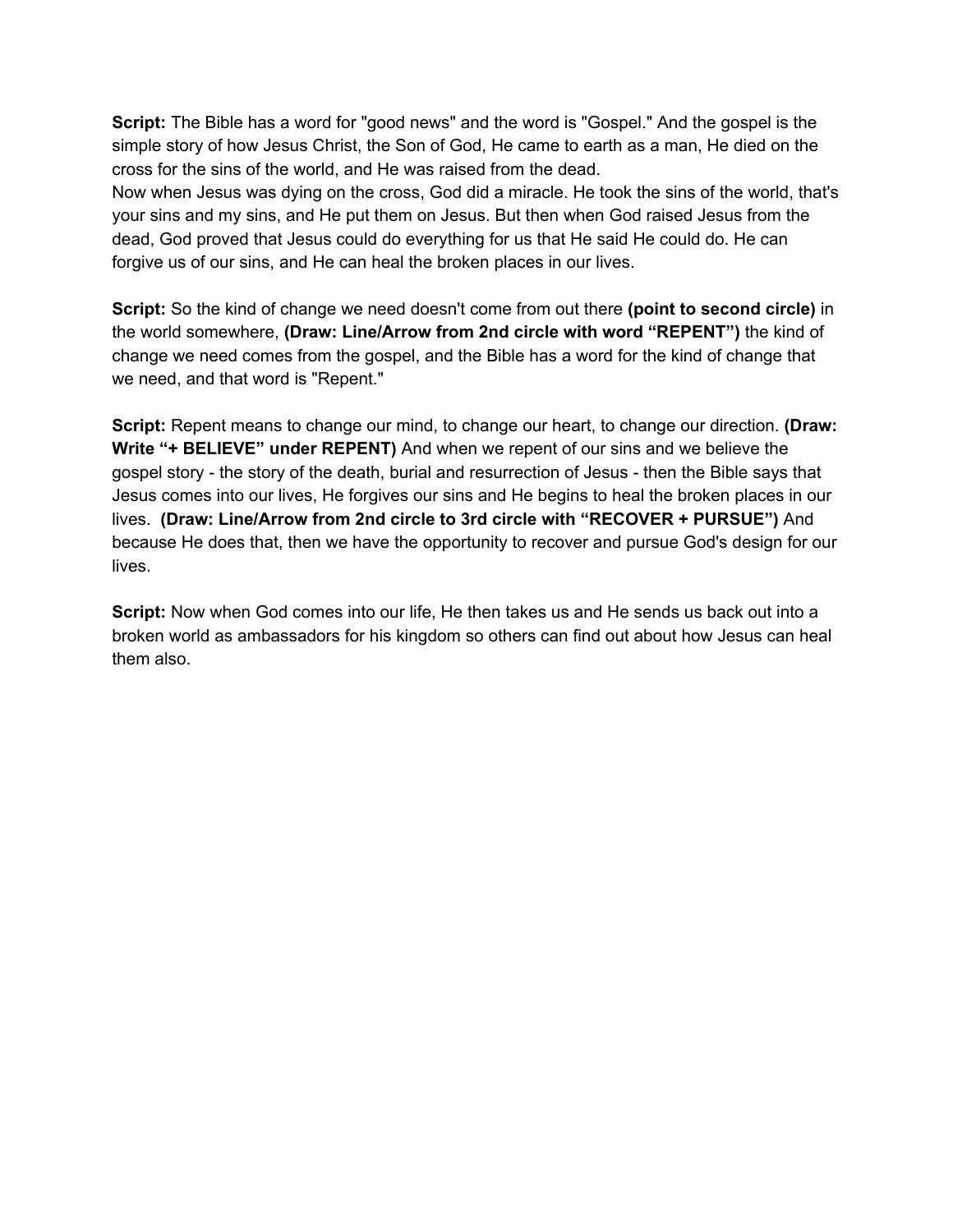**Script:** The Bible has a word for "good news" and the word is "Gospel." And the gospel is the simple story of how Jesus Christ, the Son of God, He came to earth as a man, He died on the cross for the sins of the world, and He was raised from the dead.
Now when Jesus was dying on the cross, God did a miracle. He took the sins of the world, that's your sins and my sins, and He put them on Jesus. But then when God raised Jesus from the dead, God proved that Jesus could do everything for us that He said He could do. He can forgive us of our sins, and He can heal the broken places in our lives.

**Script:** So the kind of change we need doesn't come from out there **(point to second circle)** in the world somewhere, **(Draw: Line/Arrow from 2nd circle with word "REPENT")** the kind of change we need comes from the gospel, and the Bible has a word for the kind of change that we need, and that word is "Repent."

**Script:** Repent means to change our mind, to change our heart, to change our direction. **(Draw: Write "+ BELIEVE" under REPENT)** And when we repent of our sins and we believe the gospel story - the story of the death, burial and resurrection of Jesus - then the Bible says that Jesus comes into our lives, He forgives our sins and He begins to heal the broken places in our lives. **(Draw: Line/Arrow from 2nd circle to 3rd circle with "RECOVER + PURSUE")** And because He does that, then we have the opportunity to recover and pursue God's design for our lives.

**Script:** Now when God comes into our life, He then takes us and He sends us back out into a broken world as ambassadors for his kingdom so others can find out about how Jesus can heal them also.